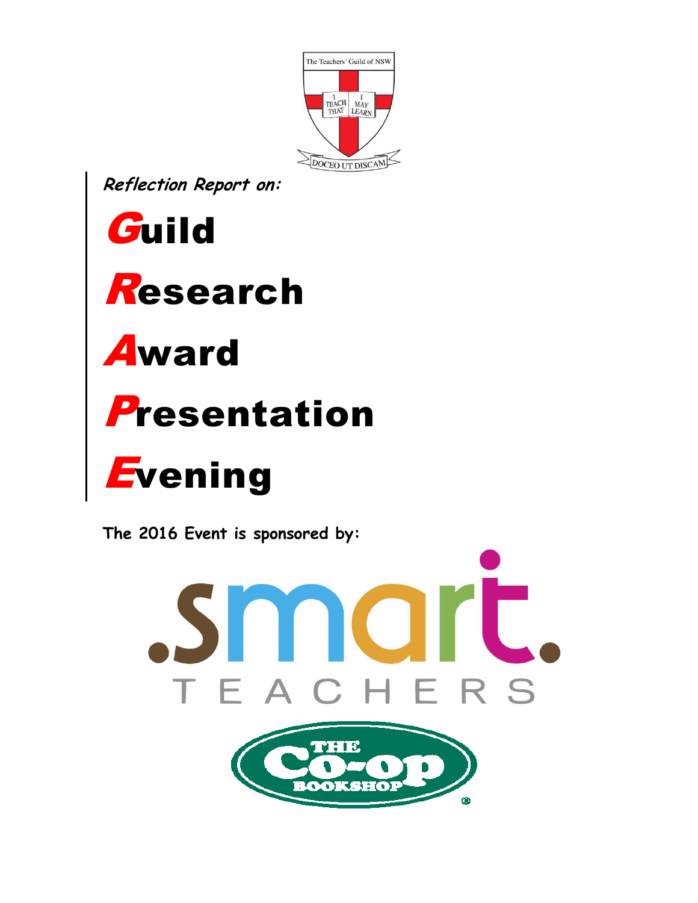The Teachers' Guild of NSW

I TEACH THAT I MAY LEARN

DOCEO UT DISCAM

***Reflection Report on:***

# **G**uild
# **R**esearch
# **A**ward
# **P**resentation
# **E**vening

**The 2016 Event is sponsored by:**

.smart. TEACHERS

THE CO-OP BOOKSHOP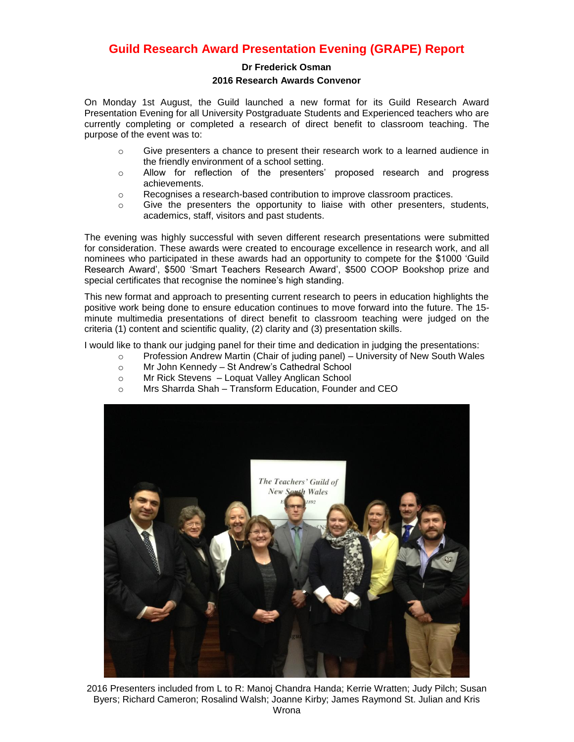# Guild Research Award Presentation Evening (GRAPE) Report

**Dr Frederick Osman**
**2016 Research Awards Convenor**

On Monday 1st August, the Guild launched a new format for its Guild Research Award Presentation Evening for all University Postgraduate Students and Experienced teachers who are currently completing or completed a research of direct benefit to classroom teaching. The purpose of the event was to:

- Give presenters a chance to present their research work to a learned audience in the friendly environment of a school setting.
- Allow for reflection of the presenters' proposed research and progress achievements.
- Recognises a research-based contribution to improve classroom practices.
- Give the presenters the opportunity to liaise with other presenters, students, academics, staff, visitors and past students.

The evening was highly successful with seven different research presentations were submitted for consideration. These awards were created to encourage excellence in research work, and all nominees who participated in these awards had an opportunity to compete for the $1000 'Guild Research Award', $500 'Smart Teachers Research Award', $500 COOP Bookshop prize and special certificates that recognise the nominee's high standing.

This new format and approach to presenting current research to peers in education highlights the positive work being done to ensure education continues to move forward into the future. The 15-minute multimedia presentations of direct benefit to classroom teaching were judged on the criteria (1) content and scientific quality, (2) clarity and (3) presentation skills.

I would like to thank our judging panel for their time and dedication in judging the presentations:

- Profession Andrew Martin (Chair of juding panel) – University of New South Wales
- Mr John Kennedy – St Andrew's Cathedral School
- Mr Rick Stevens – Loquat Valley Anglican School
- Mrs Sharrda Shah – Transform Education, Founder and CEO

2016 Presenters included from L to R: Manoj Chandra Handa; Kerrie Wratten; Judy Pilch; Susan Byers; Richard Cameron; Rosalind Walsh; Joanne Kirby; James Raymond St. Julian and Kris Wrona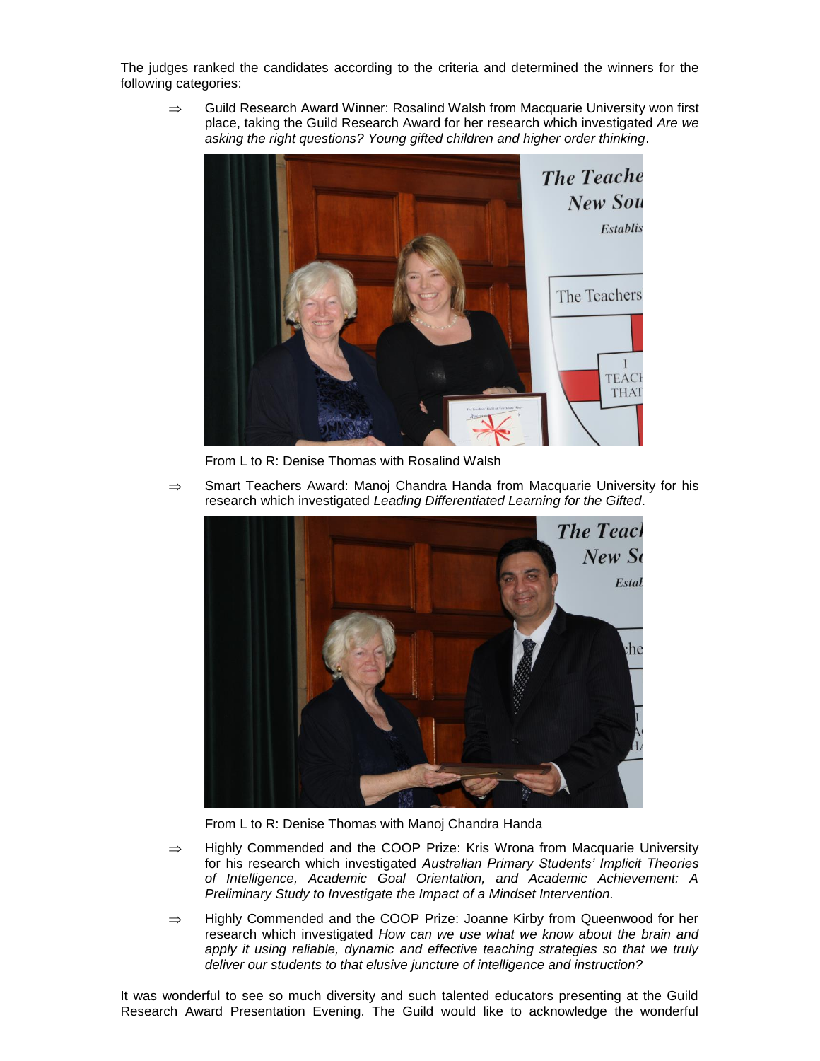The judges ranked the candidates according to the criteria and determined the winners for the following categories:

⇒ Guild Research Award Winner: Rosalind Walsh from Macquarie University won first place, taking the Guild Research Award for her research which investigated *Are we asking the right questions? Young gifted children and higher order thinking*.

From L to R: Denise Thomas with Rosalind Walsh

⇒ Smart Teachers Award: Manoj Chandra Handa from Macquarie University for his research which investigated *Leading Differentiated Learning for the Gifted*.

From L to R: Denise Thomas with Manoj Chandra Handa

⇒ Highly Commended and the COOP Prize: Kris Wrona from Macquarie University for his research which investigated *Australian Primary Students' Implicit Theories of Intelligence, Academic Goal Orientation, and Academic Achievement: A Preliminary Study to Investigate the Impact of a Mindset Intervention*.

⇒ Highly Commended and the COOP Prize: Joanne Kirby from Queenwood for her research which investigated *How can we use what we know about the brain and apply it using reliable, dynamic and effective teaching strategies so that we truly deliver our students to that elusive juncture of intelligence and instruction?*

It was wonderful to see so much diversity and such talented educators presenting at the Guild Research Award Presentation Evening. The Guild would like to acknowledge the wonderful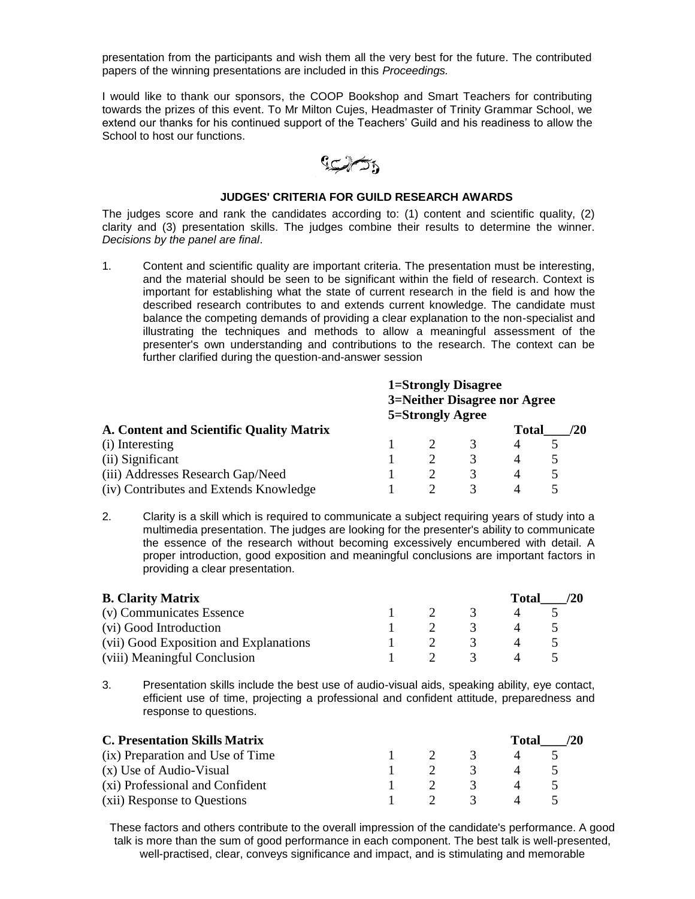presentation from the participants and wish them all the very best for the future. The contributed papers of the winning presentations are included in this *Proceedings.*

I would like to thank our sponsors, the COOP Bookshop and Smart Teachers for contributing towards the prizes of this event. To Mr Milton Cujes, Headmaster of Trinity Grammar School, we extend our thanks for his continued support of the Teachers' Guild and his readiness to allow the School to host our functions.

### JUDGES' CRITERIA FOR GUILD RESEARCH AWARDS

The judges score and rank the candidates according to: (1) content and scientific quality, (2) clarity and (3) presentation skills. The judges combine their results to determine the winner. *Decisions by the panel are final*.

1. Content and scientific quality are important criteria. The presentation must be interesting, and the material should be seen to be significant within the field of research. Context is important for establishing what the state of current research in the field is and how the described research contributes to and extends current knowledge. The candidate must balance the competing demands of providing a clear explanation to the non-specialist and illustrating the techniques and methods to allow a meaningful assessment of the presenter's own understanding and contributions to the research. The context can be further clarified during the question-and-answer session

**1=Strongly Disagree**
**3=Neither Disagree nor Agree**
**5=Strongly Agree**

| **A. Content and Scientific Quality Matrix** | | | | **Total____/20** | |
|---|---|---|---|---|---|
| (i) Interesting | 1 | 2 | 3 | 4 | 5 |
| (ii) Significant | 1 | 2 | 3 | 4 | 5 |
| (iii) Addresses Research Gap/Need | 1 | 2 | 3 | 4 | 5 |
| (iv) Contributes and Extends Knowledge | 1 | 2 | 3 | 4 | 5 |

2. Clarity is a skill which is required to communicate a subject requiring years of study into a multimedia presentation. The judges are looking for the presenter's ability to communicate the essence of the research without becoming excessively encumbered with detail. A proper introduction, good exposition and meaningful conclusions are important factors in providing a clear presentation.

| **B. Clarity Matrix** | | | | **Total____/20** | |
|---|---|---|---|---|---|
| (v) Communicates Essence | 1 | 2 | 3 | 4 | 5 |
| (vi) Good Introduction | 1 | 2 | 3 | 4 | 5 |
| (vii) Good Exposition and Explanations | 1 | 2 | 3 | 4 | 5 |
| (viii) Meaningful Conclusion | 1 | 2 | 3 | 4 | 5 |

3. Presentation skills include the best use of audio-visual aids, speaking ability, eye contact, efficient use of time, projecting a professional and confident attitude, preparedness and response to questions.

| **C. Presentation Skills Matrix** | | | | **Total____/20** | |
|---|---|---|---|---|---|
| (ix) Preparation and Use of Time | 1 | 2 | 3 | 4 | 5 |
| (x) Use of Audio-Visual | 1 | 2 | 3 | 4 | 5 |
| (xi) Professional and Confident | 1 | 2 | 3 | 4 | 5 |
| (xii) Response to Questions | 1 | 2 | 3 | 4 | 5 |

These factors and others contribute to the overall impression of the candidate's performance. A good talk is more than the sum of good performance in each component. The best talk is well-presented, well-practised, clear, conveys significance and impact, and is stimulating and memorable